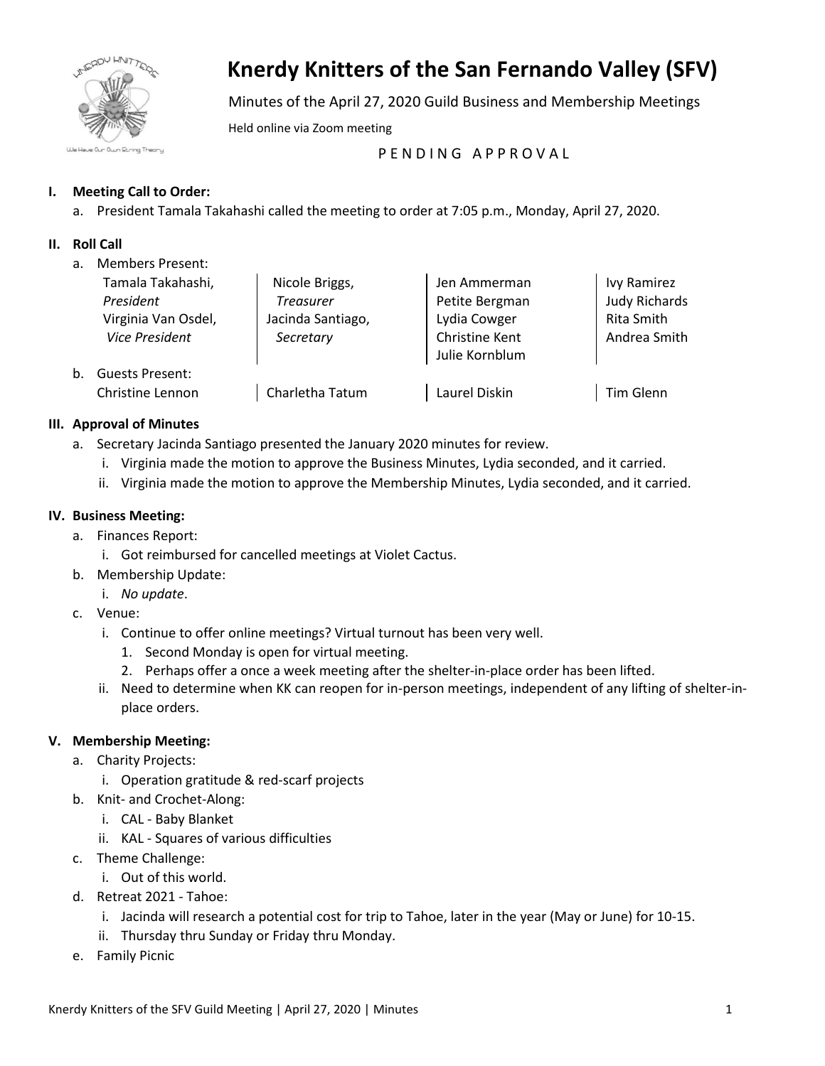# Knerdy Knitters of the San Fernando Valley (SFV)

Minutes of the April 27, 2020 Guild Business and Membership Meetings

Held online via Zoom meeting

P E N D I N G   A P P R O V A L

**I. Meeting Call to Order:**

a. President Tamala Takahashi called the meeting to order at 7:05 p.m., Monday, April 27, 2020.

**II. Roll Call**

a. Members Present:

| | | | |
|---|---|---|---|
| Tamala Takahashi, *President* | Nicole Briggs, *Treasurer* | Jen Ammerman | Ivy Ramirez |
| Virginia Van Osdel, *Vice President* | Jacinda Santiago, *Secretary* | Petite Bergman | Judy Richards |
| | | Lydia Cowger | Rita Smith |
| | | Christine Kent | Andrea Smith |
| | | Julie Kornblum | |

b. Guests Present:

| | | | |
|---|---|---|---|
| Christine Lennon | Charletha Tatum | Laurel Diskin | Tim Glenn |

**III. Approval of Minutes**

a. Secretary Jacinda Santiago presented the January 2020 minutes for review.
   - i. Virginia made the motion to approve the Business Minutes, Lydia seconded, and it carried.
   - ii. Virginia made the motion to approve the Membership Minutes, Lydia seconded, and it carried.

**IV. Business Meeting:**

a. Finances Report:
   - i. Got reimbursed for cancelled meetings at Violet Cactus.

b. Membership Update:
   - i. *No update*.

c. Venue:
   - i. Continue to offer online meetings? Virtual turnout has been very well.
     1. Second Monday is open for virtual meeting.
     2. Perhaps offer a once a week meeting after the shelter-in-place order has been lifted.
   - ii. Need to determine when KK can reopen for in-person meetings, independent of any lifting of shelter-in-place orders.

**V. Membership Meeting:**

a. Charity Projects:
   - i. Operation gratitude & red-scarf projects

b. Knit- and Crochet-Along:
   - i. CAL - Baby Blanket
   - ii. KAL - Squares of various difficulties

c. Theme Challenge:
   - i. Out of this world.

d. Retreat 2021 - Tahoe:
   - i. Jacinda will research a potential cost for trip to Tahoe, later in the year (May or June) for 10-15.
   - ii. Thursday thru Sunday or Friday thru Monday.

e. Family Picnic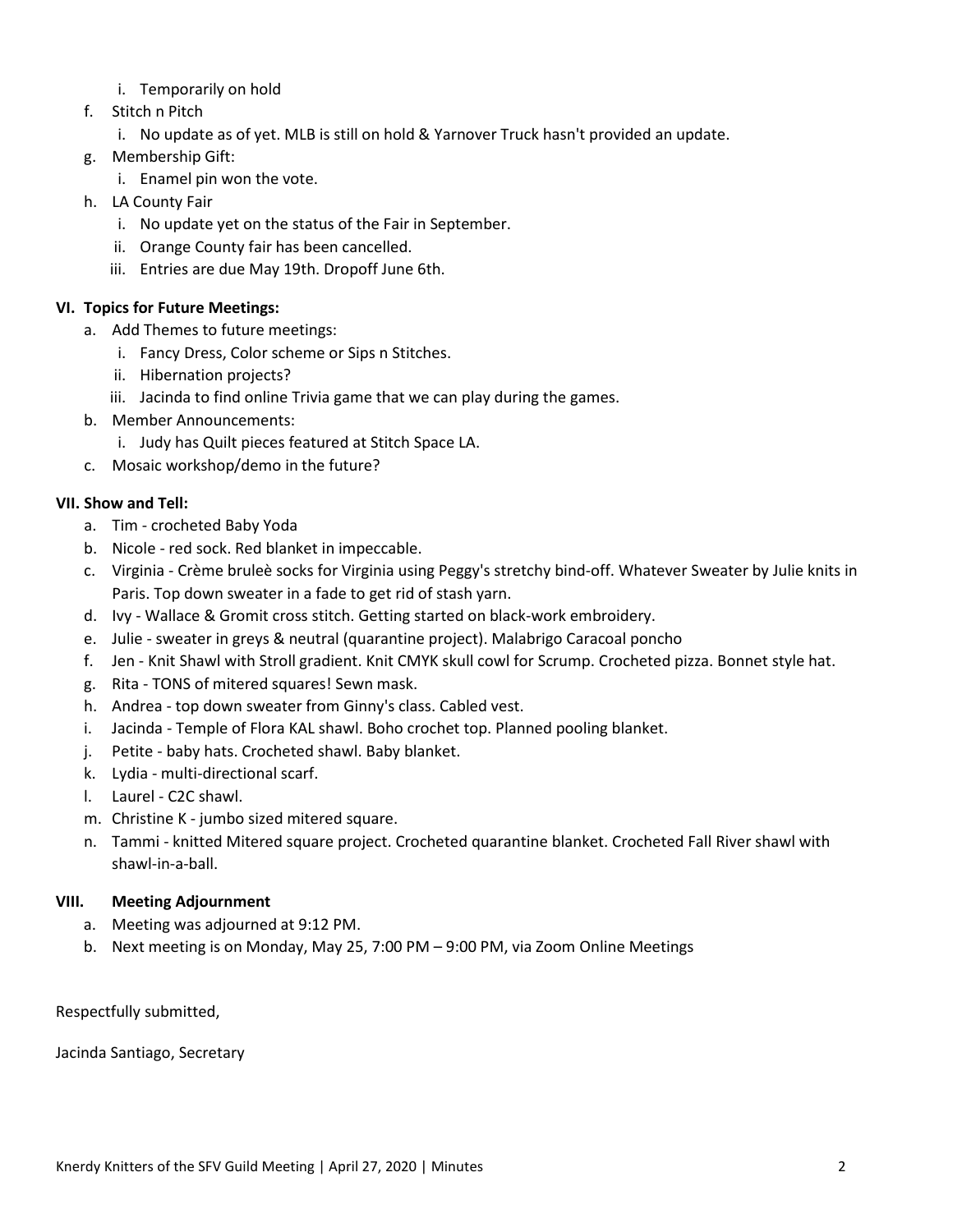- i. Temporarily on hold

- f. Stitch n Pitch
   - i. No update as of yet. MLB is still on hold & Yarnover Truck hasn't provided an update.
- g. Membership Gift:
   - i. Enamel pin won the vote.
- h. LA County Fair
   - i. No update yet on the status of the Fair in September.
   - ii. Orange County fair has been cancelled.
   - iii. Entries are due May 19th. Dropoff June 6th.

**VI. Topics for Future Meetings:**

- a. Add Themes to future meetings:
   - i. Fancy Dress, Color scheme or Sips n Stitches.
   - ii. Hibernation projects?
   - iii. Jacinda to find online Trivia game that we can play during the games.
- b. Member Announcements:
   - i. Judy has Quilt pieces featured at Stitch Space LA.
- c. Mosaic workshop/demo in the future?

**VII. Show and Tell:**

- a. Tim - crocheted Baby Yoda
- b. Nicole - red sock. Red blanket in impeccable.
- c. Virginia - Crème bruleè socks for Virginia using Peggy's stretchy bind-off. Whatever Sweater by Julie knits in Paris. Top down sweater in a fade to get rid of stash yarn.
- d. Ivy - Wallace & Gromit cross stitch. Getting started on black-work embroidery.
- e. Julie - sweater in greys & neutral (quarantine project). Malabrigo Caracoal poncho
- f. Jen - Knit Shawl with Stroll gradient. Knit CMYK skull cowl for Scrump. Crocheted pizza. Bonnet style hat.
- g. Rita - TONS of mitered squares! Sewn mask.
- h. Andrea - top down sweater from Ginny's class. Cabled vest.
- i. Jacinda - Temple of Flora KAL shawl. Boho crochet top. Planned pooling blanket.
- j. Petite - baby hats. Crocheted shawl. Baby blanket.
- k. Lydia - multi-directional scarf.
- l. Laurel - C2C shawl.
- m. Christine K - jumbo sized mitered square.
- n. Tammi - knitted Mitered square project. Crocheted quarantine blanket. Crocheted Fall River shawl with shawl-in-a-ball.

**VIII. Meeting Adjournment**

- a. Meeting was adjourned at 9:12 PM.
- b. Next meeting is on Monday, May 25, 7:00 PM – 9:00 PM, via Zoom Online Meetings

Respectfully submitted,

Jacinda Santiago, Secretary